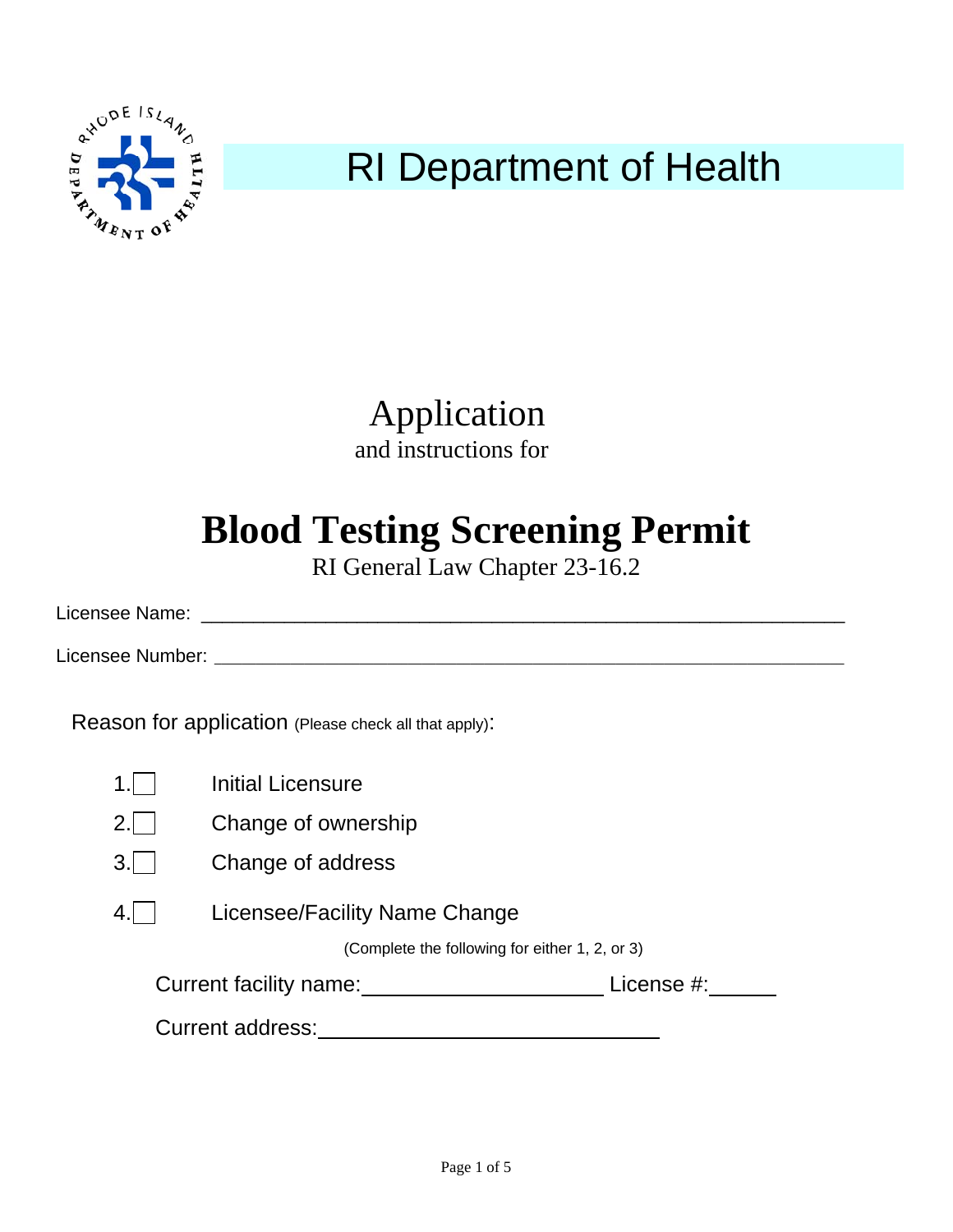# RI Department of Health

Application

and instructions for

# Blood Testing Screening Permit

RI General Law Chapter 23-16.2

Licensee Name: ______________________________________________________________

Licensee Number: ______________________________________________________________

Reason for application (Please check all that apply):

1. ☐ Initial Licensure
2. ☐ Change of ownership
3. ☐ Change of address
4. ☐ Licensee/Facility Name Change

(Complete the following for either 1, 2, or 3)

Current facility name: ______________________ License #: ______

Current address: ______________________________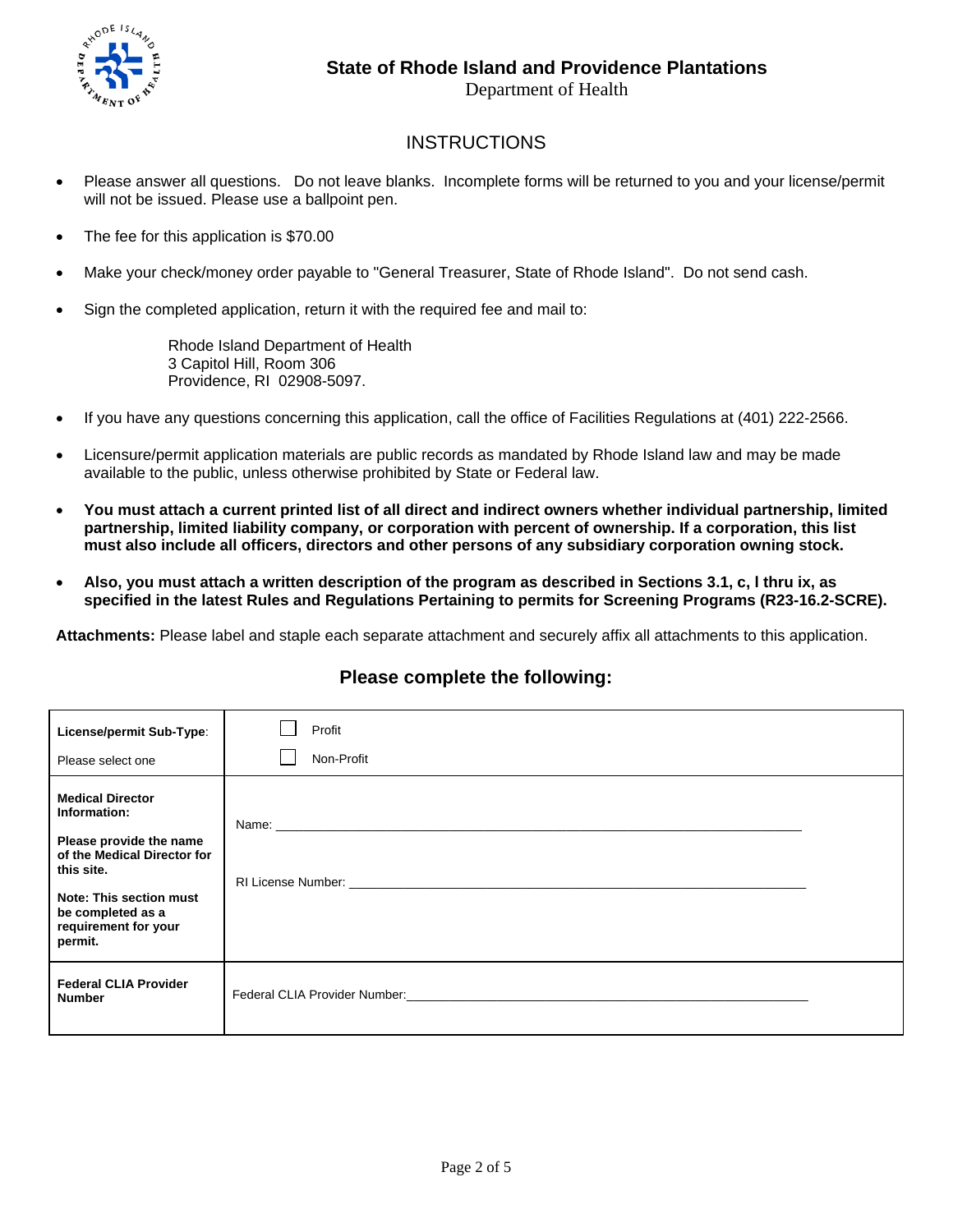**State of Rhode Island and Providence Plantations**

Department of Health

## INSTRUCTIONS

- Please answer all questions. Do not leave blanks. Incomplete forms will be returned to you and your license/permit will not be issued. Please use a ballpoint pen.
- The fee for this application is $70.00
- Make your check/money order payable to "General Treasurer, State of Rhode Island". Do not send cash.
- Sign the completed application, return it with the required fee and mail to:

  Rhode Island Department of Health
  3 Capitol Hill, Room 306
  Providence, RI 02908-5097.

- If you have any questions concerning this application, call the office of Facilities Regulations at (401) 222-2566.
- Licensure/permit application materials are public records as mandated by Rhode Island law and may be made available to the public, unless otherwise prohibited by State or Federal law.
- **You must attach a current printed list of all direct and indirect owners whether individual partnership, limited partnership, limited liability company, or corporation with percent of ownership. If a corporation, this list must also include all officers, directors and other persons of any subsidiary corporation owning stock.**
- **Also, you must attach a written description of the program as described in Sections 3.1, c, I thru ix, as specified in the latest Rules and Regulations Pertaining to permits for Screening Programs (R23-16.2-SCRE).**

**Attachments:** Please label and staple each separate attachment and securely affix all attachments to this application.

### Please complete the following:

| | |
|---|---|
| **License/permit Sub-Type**: Please select one | ☐ Profit<br>☐ Non-Profit |
| **Medical Director Information:**<br>**Please provide the name of the Medical Director for this site.**<br>**Note: This section must be completed as a requirement for your permit.** | Name: ____________________<br>RI License Number: ____________________ |
| **Federal CLIA Provider Number** | Federal CLIA Provider Number: ____________________ |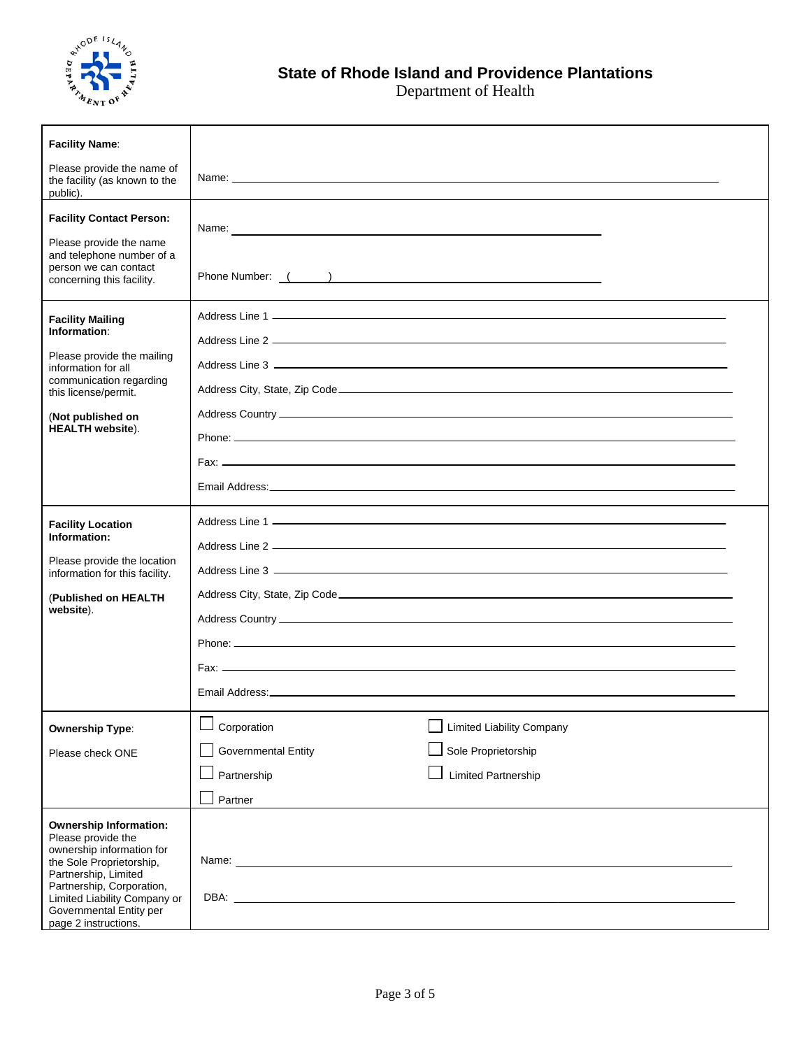## State of Rhode Island and Providence Plantations

Department of Health

| | |
|---|---|
| **Facility Name**:<br><br>Please provide the name of the facility (as known to the public). | Name: ______________________________ |
| **Facility Contact Person:**<br><br>Please provide the name and telephone number of a person we can contact concerning this facility. | Name: ______________________________<br><br>Phone Number: (      ) ______________________________ |
| **Facility Mailing Information**:<br><br>Please provide the mailing information for all communication regarding this license/permit.<br><br>(**Not published on HEALTH website**). | Address Line 1 ______________________________<br>Address Line 2 ______________________________<br>Address Line 3 ______________________________<br>Address City, State, Zip Code ______________________________<br>Address Country ______________________________<br>Phone: ______________________________<br>Fax: ______________________________<br>Email Address: ______________________________ |
| **Facility Location Information:**<br><br>Please provide the location information for this facility.<br><br>(**Published on HEALTH website**). | Address Line 1 ______________________________<br>Address Line 2 ______________________________<br>Address Line 3 ______________________________<br>Address City, State, Zip Code ______________________________<br>Address Country ______________________________<br>Phone: ______________________________<br>Fax: ______________________________<br>Email Address: ______________________________ |
| **Ownership Type**:<br><br>Please check ONE | ☐ Corporation &nbsp;&nbsp; ☐ Limited Liability Company<br>☐ Governmental Entity &nbsp;&nbsp; ☐ Sole Proprietorship<br>☐ Partnership &nbsp;&nbsp; ☐ Limited Partnership<br>☐ Partner |
| **Ownership Information:** Please provide the ownership information for the Sole Proprietorship, Partnership, Limited Partnership, Corporation, Limited Liability Company or Governmental Entity per page 2 instructions. | Name: ______________________________<br><br>DBA: ______________________________ |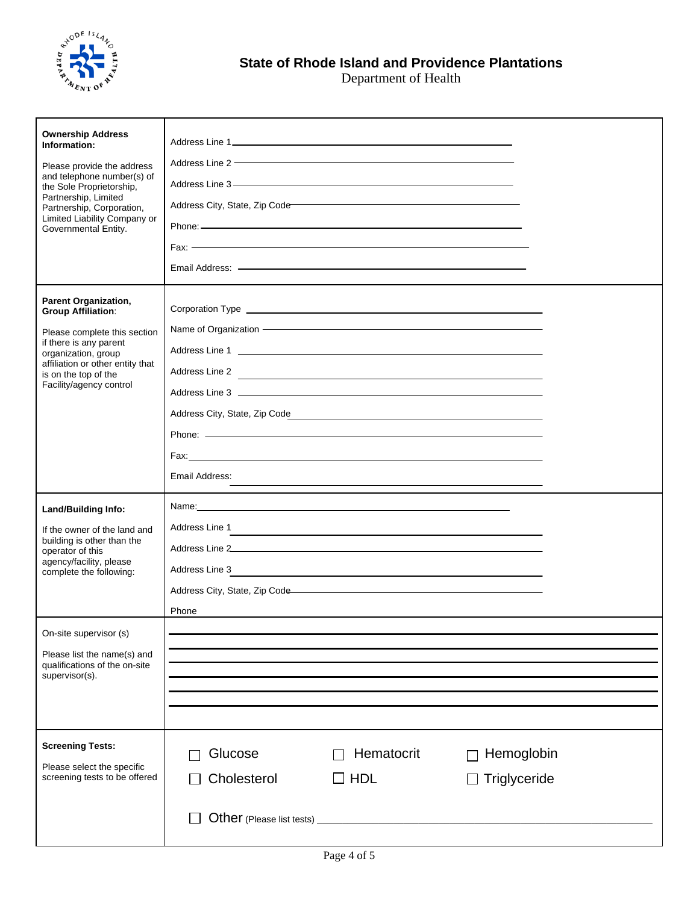**State of Rhode Island and Providence Plantations**

Department of Health

| | |
|---|---|
| **Ownership Address Information:**<br><br>Please provide the address and telephone number(s) of the Sole Proprietorship, Partnership, Limited Partnership, Corporation, Limited Liability Company or Governmental Entity. | Address Line 1 \_\_\_\_\_\_\_\_\_\_<br>Address Line 2 \_\_\_\_\_\_\_\_\_\_<br>Address Line 3 \_\_\_\_\_\_\_\_\_\_<br>Address City, State, Zip Code \_\_\_\_\_\_\_\_\_\_<br>Phone: \_\_\_\_\_\_\_\_\_\_<br>Fax: \_\_\_\_\_\_\_\_\_\_<br>Email Address: \_\_\_\_\_\_\_\_\_\_ |
| **Parent Organization, Group Affiliation**:<br><br>Please complete this section if there is any parent organization, group affiliation or other entity that is on the top of the Facility/agency control | Corporation Type \_\_\_\_\_\_\_\_\_\_<br>Name of Organization \_\_\_\_\_\_\_\_\_\_<br>Address Line 1 \_\_\_\_\_\_\_\_\_\_<br>Address Line 2 \_\_\_\_\_\_\_\_\_\_<br>Address Line 3 \_\_\_\_\_\_\_\_\_\_<br>Address City, State, Zip Code \_\_\_\_\_\_\_\_\_\_<br>Phone: \_\_\_\_\_\_\_\_\_\_<br>Fax: \_\_\_\_\_\_\_\_\_\_<br>Email Address: \_\_\_\_\_\_\_\_\_\_ |
| **Land/Building Info:**<br><br>If the owner of the land and building is other than the operator of this agency/facility, please complete the following: | Name: \_\_\_\_\_\_\_\_\_\_<br>Address Line 1 \_\_\_\_\_\_\_\_\_\_<br>Address Line 2 \_\_\_\_\_\_\_\_\_\_<br>Address Line 3 \_\_\_\_\_\_\_\_\_\_<br>Address City, State, Zip Code \_\_\_\_\_\_\_\_\_\_<br>Phone |
| On-site supervisor (s)<br><br>Please list the name(s) and qualifications of the on-site supervisor(s). | \_\_\_\_\_\_\_\_\_\_<br>\_\_\_\_\_\_\_\_\_\_<br>\_\_\_\_\_\_\_\_\_\_<br>\_\_\_\_\_\_\_\_\_\_<br>\_\_\_\_\_\_\_\_\_\_<br>\_\_\_\_\_\_\_\_\_\_ |
| **Screening Tests:**<br><br>Please select the specific screening tests to be offered | ☐ Glucose ☐ Hematocrit ☐ Hemoglobin<br>☐ Cholesterol ☐ HDL ☐ Triglyceride<br><br>☐ Other (Please list tests) \_\_\_\_\_\_\_\_\_\_ |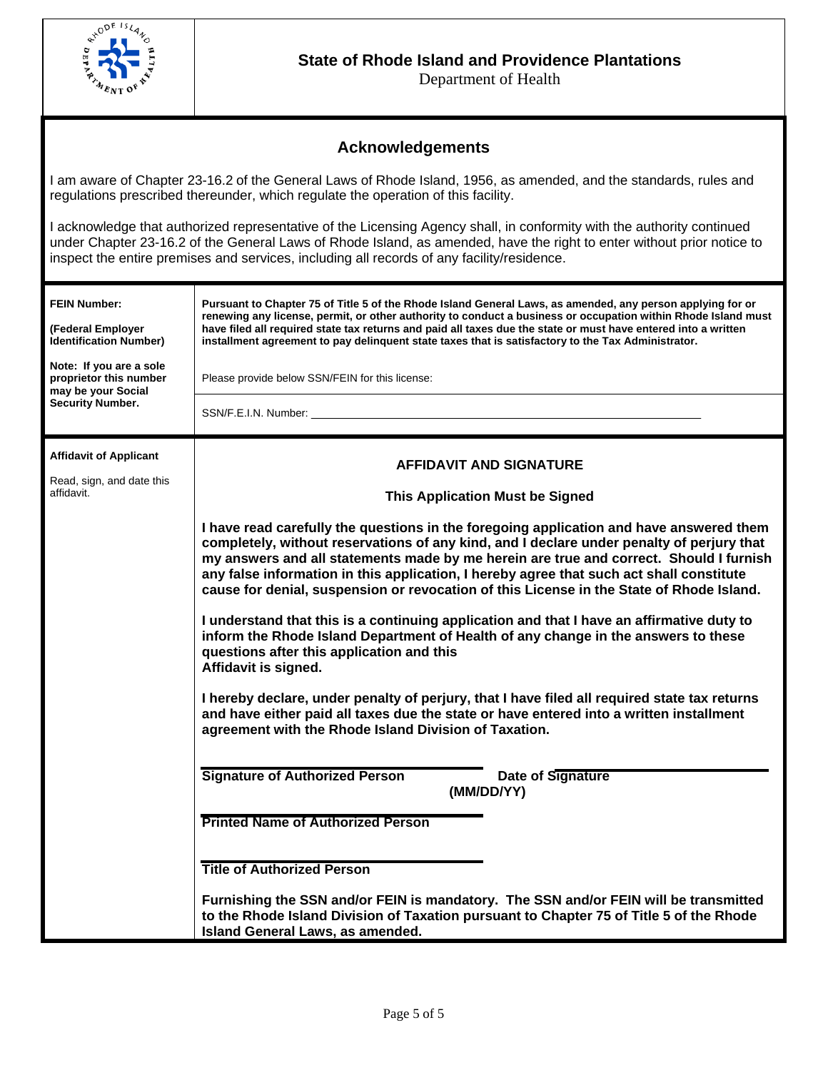**State of Rhode Island and Providence Plantations**

Department of Health

## Acknowledgements

I am aware of Chapter 23-16.2 of the General Laws of Rhode Island, 1956, as amended, and the standards, rules and regulations prescribed thereunder, which regulate the operation of this facility.

I acknowledge that authorized representative of the Licensing Agency shall, in conformity with the authority continued under Chapter 23-16.2 of the General Laws of Rhode Island, as amended, have the right to enter without prior notice to inspect the entire premises and services, including all records of any facility/residence.

| | |
|---|---|
| **FEIN Number:**<br><br>**(Federal Employer Identification Number)**<br><br>**Note: If you are a sole proprietor this number may be your Social Security Number.** | **Pursuant to Chapter 75 of Title 5 of the Rhode Island General Laws, as amended, any person applying for or renewing any license, permit, or other authority to conduct a business or occupation within Rhode Island must have filed all required state tax returns and paid all taxes due the state or must have entered into a written installment agreement to pay delinquent state taxes that is satisfactory to the Tax Administrator.**<br><br>Please provide below SSN/FEIN for this license:<br><br>SSN/F.E.I.N. Number: ______________________________ |
| **Affidavit of Applicant**<br><br>Read, sign, and date this affidavit. | **AFFIDAVIT AND SIGNATURE**<br><br>**This Application Must be Signed**<br><br>**I have read carefully the questions in the foregoing application and have answered them completely, without reservations of any kind, and I declare under penalty of perjury that my answers and all statements made by me herein are true and correct. Should I furnish any false information in this application, I hereby agree that such act shall constitute cause for denial, suspension or revocation of this License in the State of Rhode Island.**<br><br>**I understand that this is a continuing application and that I have an affirmative duty to inform the Rhode Island Department of Health of any change in the answers to these questions after this application and this Affidavit is signed.**<br><br>**I hereby declare, under penalty of perjury, that I have filed all required state tax returns and have either paid all taxes due the state or have entered into a written installment agreement with the Rhode Island Division of Taxation.**<br><br>______________________________ ______________________________<br>**Signature of Authorized Person** **Date of Signature (MM/DD/YY)**<br><br>______________________________<br>**Printed Name of Authorized Person**<br><br>______________________________<br>**Title of Authorized Person**<br><br>**Furnishing the SSN and/or FEIN is mandatory. The SSN and/or FEIN will be transmitted to the Rhode Island Division of Taxation pursuant to Chapter 75 of Title 5 of the Rhode Island General Laws, as amended.** |